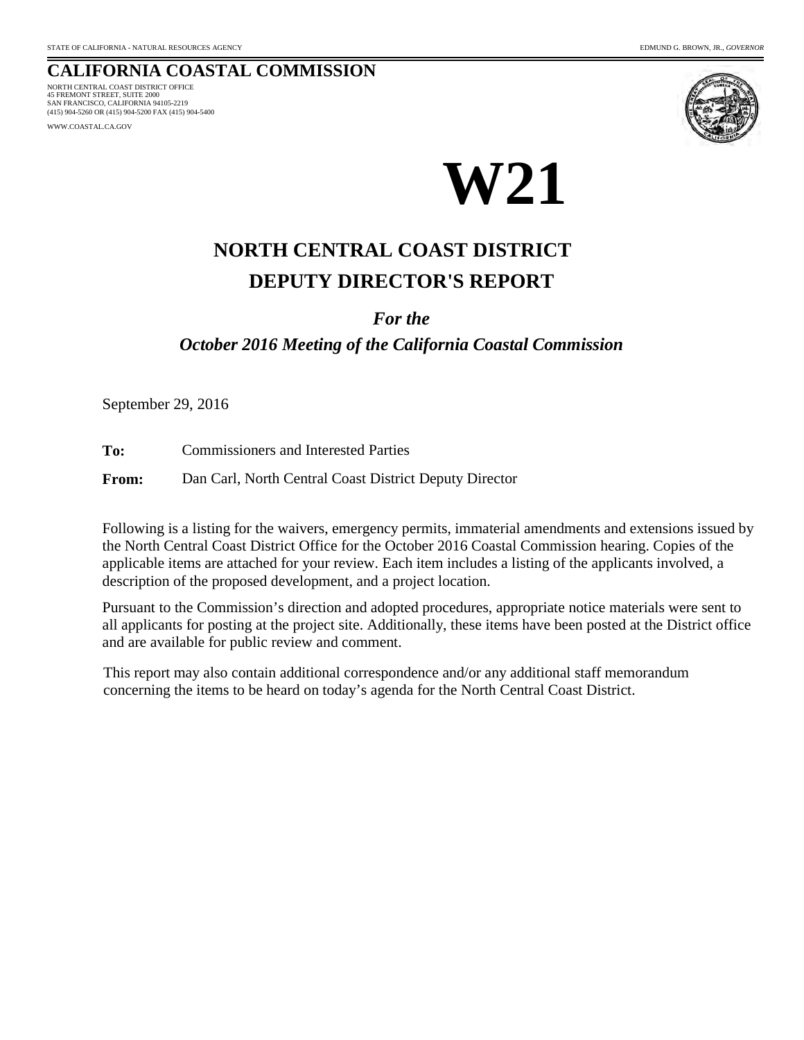STATE OF CALIFORNIA - NATURAL RESOURCES AGENCY

EDMUND G. BROWN, JR., *GOVERNOR*

# CALIFORNIA COASTAL COMMISSION

NORTH CENTRAL COAST DISTRICT OFFICE
45 FREMONT STREET, SUITE 2000
SAN FRANCISCO, CALIFORNIA 94105-2219
(415) 904-5260 OR (415) 904-5200 FAX (415) 904-5400

WWW.COASTAL.CA.GOV

# W21

## NORTH CENTRAL COAST DISTRICT
## DEPUTY DIRECTOR'S REPORT

***For the***

***October 2016 Meeting of the California Coastal Commission***

September 29, 2016

**To:** Commissioners and Interested Parties

**From:** Dan Carl, North Central Coast District Deputy Director

Following is a listing for the waivers, emergency permits, immaterial amendments and extensions issued by the North Central Coast District Office for the October 2016 Coastal Commission hearing. Copies of the applicable items are attached for your review. Each item includes a listing of the applicants involved, a description of the proposed development, and a project location.

Pursuant to the Commission's direction and adopted procedures, appropriate notice materials were sent to all applicants for posting at the project site. Additionally, these items have been posted at the District office and are available for public review and comment.

This report may also contain additional correspondence and/or any additional staff memorandum concerning the items to be heard on today's agenda for the North Central Coast District.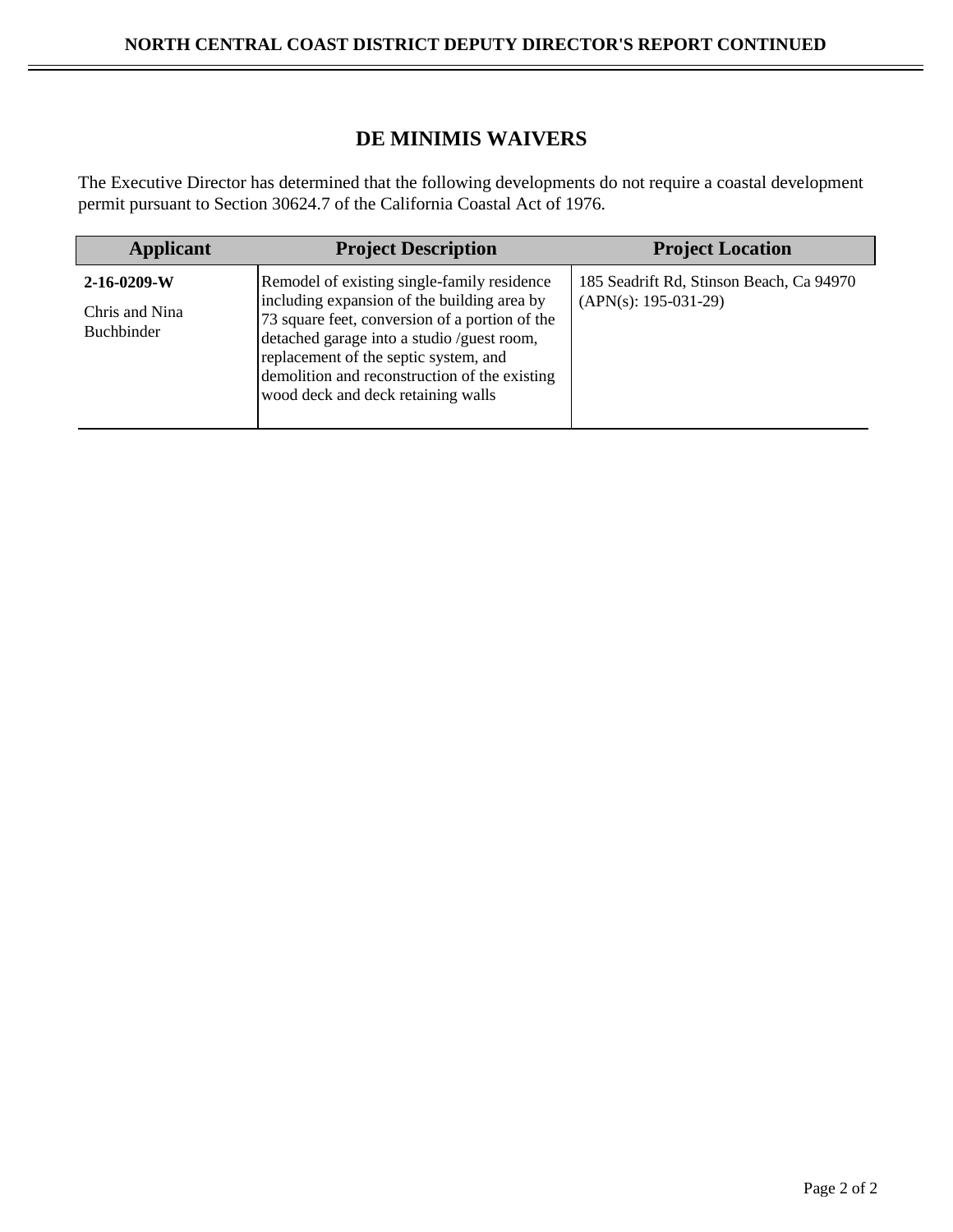## DE MINIMIS WAIVERS

The Executive Director has determined that the following developments do not require a coastal development permit pursuant to Section 30624.7 of the California Coastal Act of 1976.

| Applicant | Project Description | Project Location |
|---|---|---|
| **2-16-0209-W**<br>Chris and Nina Buchbinder | Remodel of existing single-family residence including expansion of the building area by 73 square feet, conversion of a portion of the detached garage into a studio /guest room, replacement of the septic system, and demolition and reconstruction of the existing wood deck and deck retaining walls | 185 Seadrift Rd, Stinson Beach, Ca 94970 (APN(s): 195-031-29) |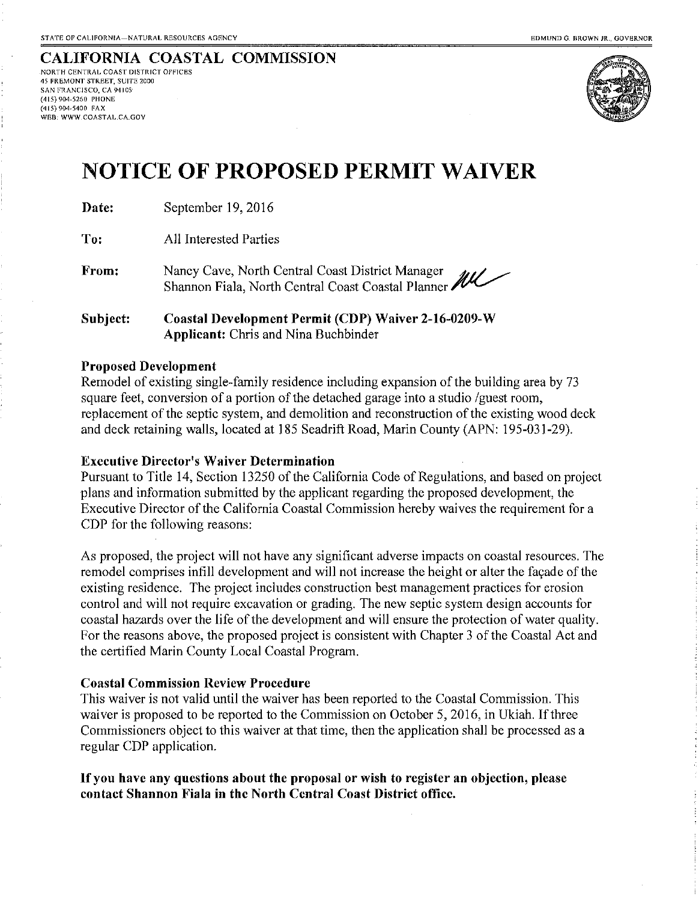STATE OF CALIFORNIA—NATURAL RESOURCES AGENCY

EDMUND G. BROWN JR., GOVERNOR

**CALIFORNIA COASTAL COMMISSION**

NORTH CENTRAL COAST DISTRICT OFFICES
45 FREMONT STREET, SUITE 2000
SAN FRANCISCO, CA 94105
(415) 904-5260 PHONE
(415) 904-5400 FAX
WEB: WWW.COASTAL.CA.GOV

# NOTICE OF PROPOSED PERMIT WAIVER

**Date:** September 19, 2016

**To:** All Interested Parties

**From:** Nancy Cave, North Central Coast District Manager
Shannon Fiala, North Central Coast Coastal Planner

**Subject:** **Coastal Development Permit (CDP) Waiver 2-16-0209-W**
**Applicant:** Chris and Nina Buchbinder

### Proposed Development

Remodel of existing single-family residence including expansion of the building area by 73 square feet, conversion of a portion of the detached garage into a studio /guest room, replacement of the septic system, and demolition and reconstruction of the existing wood deck and deck retaining walls, located at 185 Seadrift Road, Marin County (APN: 195-031-29).

### Executive Director's Waiver Determination

Pursuant to Title 14, Section 13250 of the California Code of Regulations, and based on project plans and information submitted by the applicant regarding the proposed development, the Executive Director of the California Coastal Commission hereby waives the requirement for a CDP for the following reasons:

As proposed, the project will not have any significant adverse impacts on coastal resources. The remodel comprises infill development and will not increase the height or alter the façade of the existing residence. The project includes construction best management practices for erosion control and will not require excavation or grading. The new septic system design accounts for coastal hazards over the life of the development and will ensure the protection of water quality. For the reasons above, the proposed project is consistent with Chapter 3 of the Coastal Act and the certified Marin County Local Coastal Program.

### Coastal Commission Review Procedure

This waiver is not valid until the waiver has been reported to the Coastal Commission. This waiver is proposed to be reported to the Commission on October 5, 2016, in Ukiah. If three Commissioners object to this waiver at that time, then the application shall be processed as a regular CDP application.

**If you have any questions about the proposal or wish to register an objection, please contact Shannon Fiala in the North Central Coast District office.**